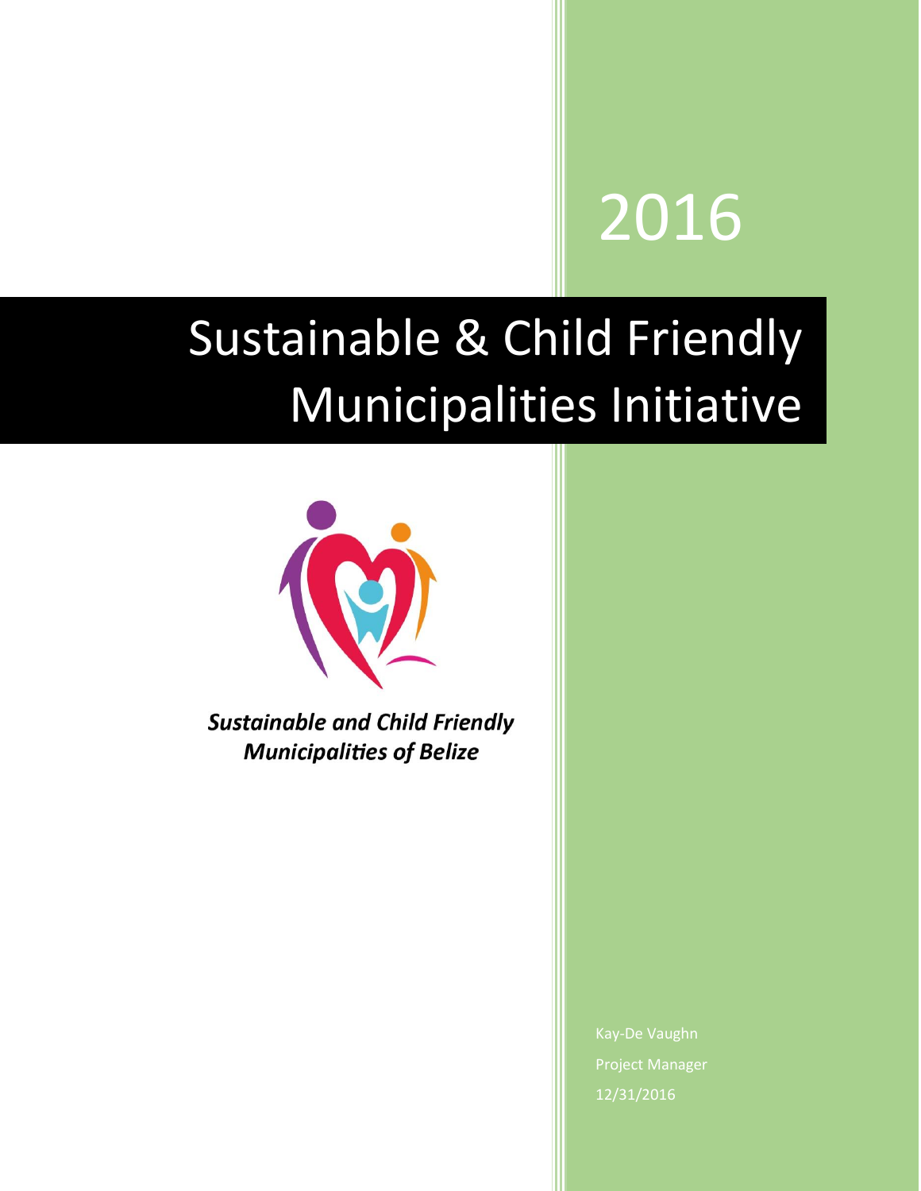2016

# Sustainable & Child Friendly Municipalities Initiative

***Sustainable and Child Friendly Municipalities of Belize***

Kay-De Vaughn

Project Manager

12/31/2016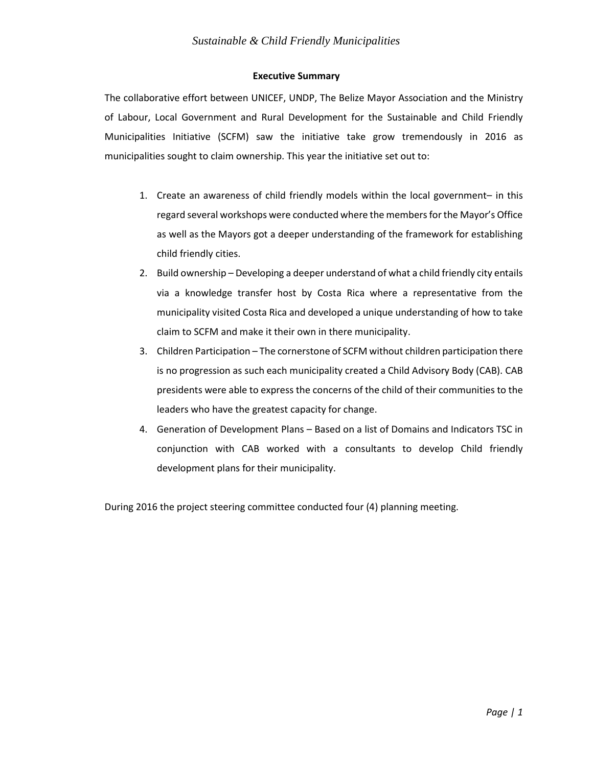## Executive Summary

The collaborative effort between UNICEF, UNDP, The Belize Mayor Association and the Ministry of Labour, Local Government and Rural Development for the Sustainable and Child Friendly Municipalities Initiative (SCFM) saw the initiative take grow tremendously in 2016 as municipalities sought to claim ownership. This year the initiative set out to:

1. Create an awareness of child friendly models within the local government– in this regard several workshops were conducted where the members for the Mayor's Office as well as the Mayors got a deeper understanding of the framework for establishing child friendly cities.
2. Build ownership – Developing a deeper understand of what a child friendly city entails via a knowledge transfer host by Costa Rica where a representative from the municipality visited Costa Rica and developed a unique understanding of how to take claim to SCFM and make it their own in there municipality.
3. Children Participation – The cornerstone of SCFM without children participation there is no progression as such each municipality created a Child Advisory Body (CAB). CAB presidents were able to express the concerns of the child of their communities to the leaders who have the greatest capacity for change.
4. Generation of Development Plans – Based on a list of Domains and Indicators TSC in conjunction with CAB worked with a consultants to develop Child friendly development plans for their municipality.

During 2016 the project steering committee conducted four (4) planning meeting.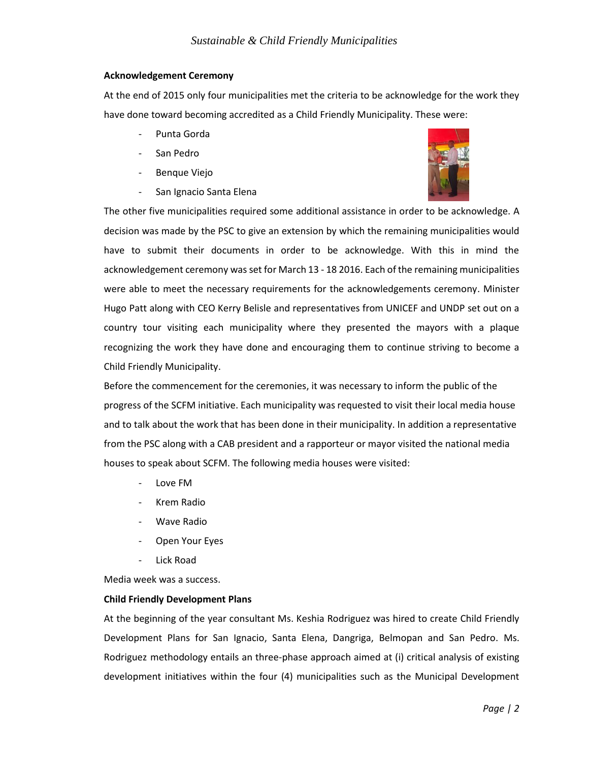**Acknowledgement Ceremony**

At the end of 2015 only four municipalities met the criteria to be acknowledge for the work they have done toward becoming accredited as a Child Friendly Municipality. These were:

- Punta Gorda
- San Pedro
- Benque Viejo
- San Ignacio Santa Elena

The other five municipalities required some additional assistance in order to be acknowledge. A decision was made by the PSC to give an extension by which the remaining municipalities would have to submit their documents in order to be acknowledge. With this in mind the acknowledgement ceremony was set for March 13 - 18 2016. Each of the remaining municipalities were able to meet the necessary requirements for the acknowledgements ceremony. Minister Hugo Patt along with CEO Kerry Belisle and representatives from UNICEF and UNDP set out on a country tour visiting each municipality where they presented the mayors with a plaque recognizing the work they have done and encouraging them to continue striving to become a Child Friendly Municipality.

Before the commencement for the ceremonies, it was necessary to inform the public of the progress of the SCFM initiative. Each municipality was requested to visit their local media house and to talk about the work that has been done in their municipality. In addition a representative from the PSC along with a CAB president and a rapporteur or mayor visited the national media houses to speak about SCFM. The following media houses were visited:

- Love FM
- Krem Radio
- Wave Radio
- Open Your Eyes
- Lick Road

Media week was a success.

**Child Friendly Development Plans**

At the beginning of the year consultant Ms. Keshia Rodriguez was hired to create Child Friendly Development Plans for San Ignacio, Santa Elena, Dangriga, Belmopan and San Pedro. Ms. Rodriguez methodology entails an three-phase approach aimed at (i) critical analysis of existing development initiatives within the four (4) municipalities such as the Municipal Development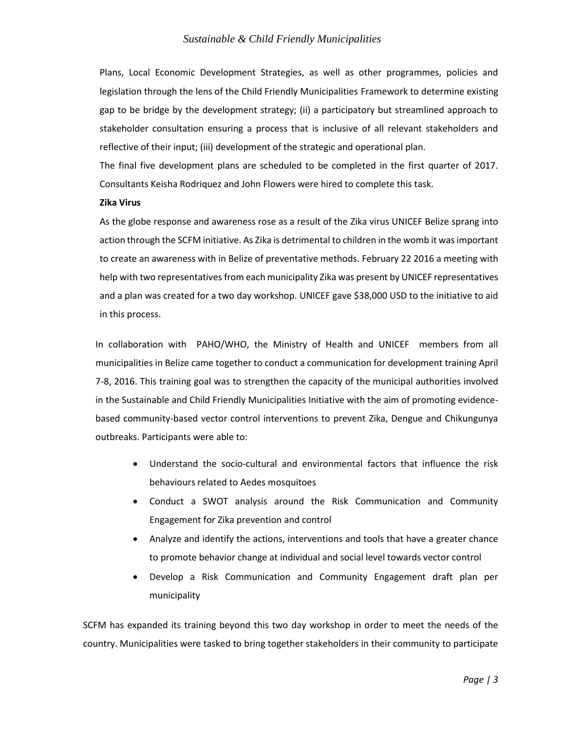Plans, Local Economic Development Strategies, as well as other programmes, policies and legislation through the lens of the Child Friendly Municipalities Framework to determine existing gap to be bridge by the development strategy; (ii) a participatory but streamlined approach to stakeholder consultation ensuring a process that is inclusive of all relevant stakeholders and reflective of their input; (iii) development of the strategic and operational plan.

The final five development plans are scheduled to be completed in the first quarter of 2017. Consultants Keisha Rodriquez and John Flowers were hired to complete this task.

**Zika Virus**

As the globe response and awareness rose as a result of the Zika virus UNICEF Belize sprang into action through the SCFM initiative. As Zika is detrimental to children in the womb it was important to create an awareness with in Belize of preventative methods. February 22 2016 a meeting with help with two representatives from each municipality Zika was present by UNICEF representatives and a plan was created for a two day workshop. UNICEF gave $38,000 USD to the initiative to aid in this process.

In collaboration with PAHO/WHO, the Ministry of Health and UNICEF members from all municipalities in Belize came together to conduct a communication for development training April 7-8, 2016. This training goal was to strengthen the capacity of the municipal authorities involved in the Sustainable and Child Friendly Municipalities Initiative with the aim of promoting evidence-based community-based vector control interventions to prevent Zika, Dengue and Chikungunya outbreaks. Participants were able to:

- Understand the socio-cultural and environmental factors that influence the risk behaviours related to Aedes mosquitoes
- Conduct a SWOT analysis around the Risk Communication and Community Engagement for Zika prevention and control
- Analyze and identify the actions, interventions and tools that have a greater chance to promote behavior change at individual and social level towards vector control
- Develop a Risk Communication and Community Engagement draft plan per municipality

SCFM has expanded its training beyond this two day workshop in order to meet the needs of the country. Municipalities were tasked to bring together stakeholders in their community to participate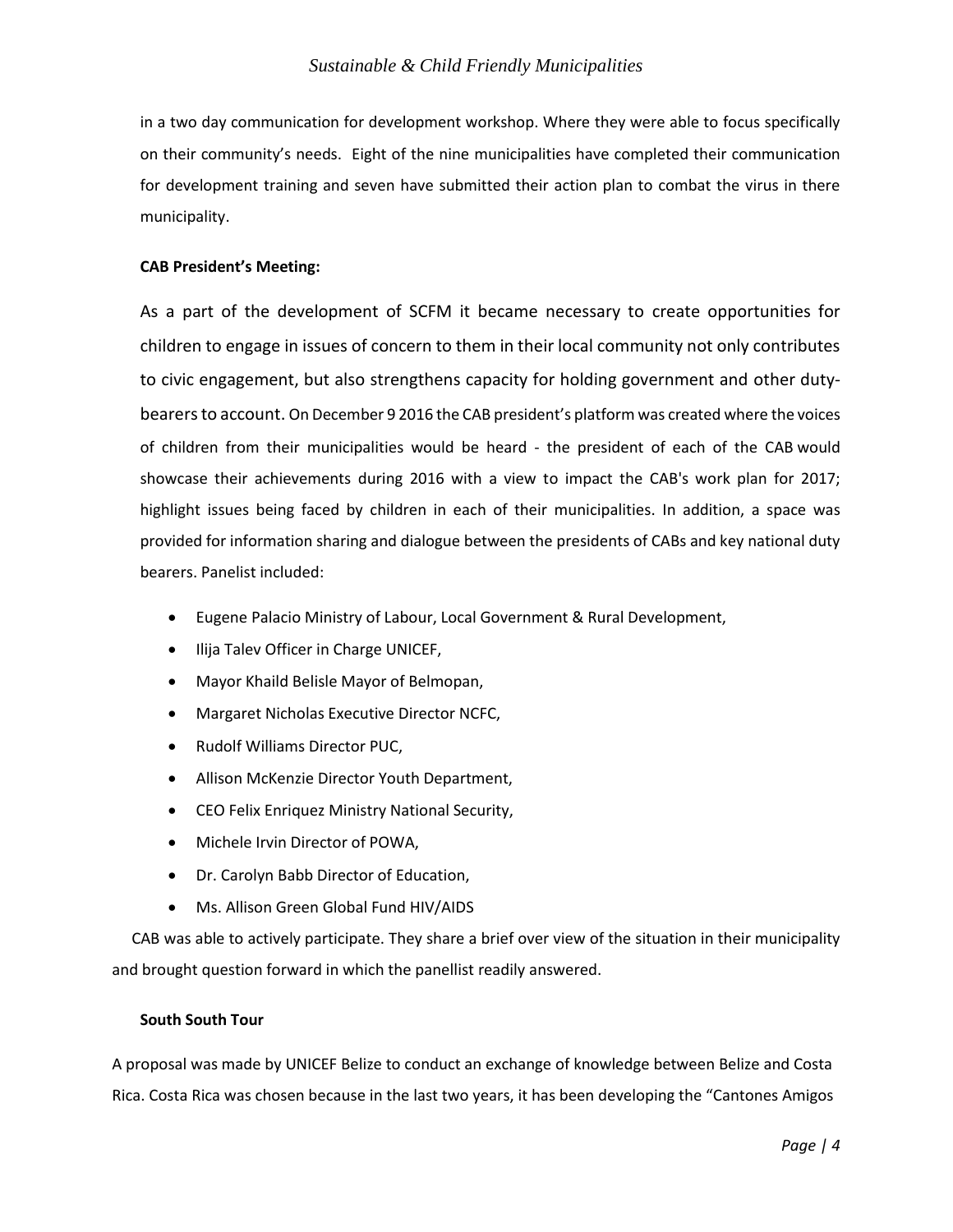in a two day communication for development workshop. Where they were able to focus specifically on their community's needs. Eight of the nine municipalities have completed their communication for development training and seven have submitted their action plan to combat the virus in there municipality.

**CAB President's Meeting:**

As a part of the development of SCFM it became necessary to create opportunities for children to engage in issues of concern to them in their local community not only contributes to civic engagement, but also strengthens capacity for holding government and other duty-bearers to account. On December 9 2016 the CAB president's platform was created where the voices of children from their municipalities would be heard - the president of each of the CAB would showcase their achievements during 2016 with a view to impact the CAB's work plan for 2017; highlight issues being faced by children in each of their municipalities. In addition, a space was provided for information sharing and dialogue between the presidents of CABs and key national duty bearers. Panelist included:

- Eugene Palacio Ministry of Labour, Local Government & Rural Development,
- Ilija Talev Officer in Charge UNICEF,
- Mayor Khaild Belisle Mayor of Belmopan,
- Margaret Nicholas Executive Director NCFC,
- Rudolf Williams Director PUC,
- Allison McKenzie Director Youth Department,
- CEO Felix Enriquez Ministry National Security,
- Michele Irvin Director of POWA,
- Dr. Carolyn Babb Director of Education,
- Ms. Allison Green Global Fund HIV/AIDS

CAB was able to actively participate. They share a brief over view of the situation in their municipality and brought question forward in which the panellist readily answered.

**South South Tour**

A proposal was made by UNICEF Belize to conduct an exchange of knowledge between Belize and Costa Rica. Costa Rica was chosen because in the last two years, it has been developing the "Cantones Amigos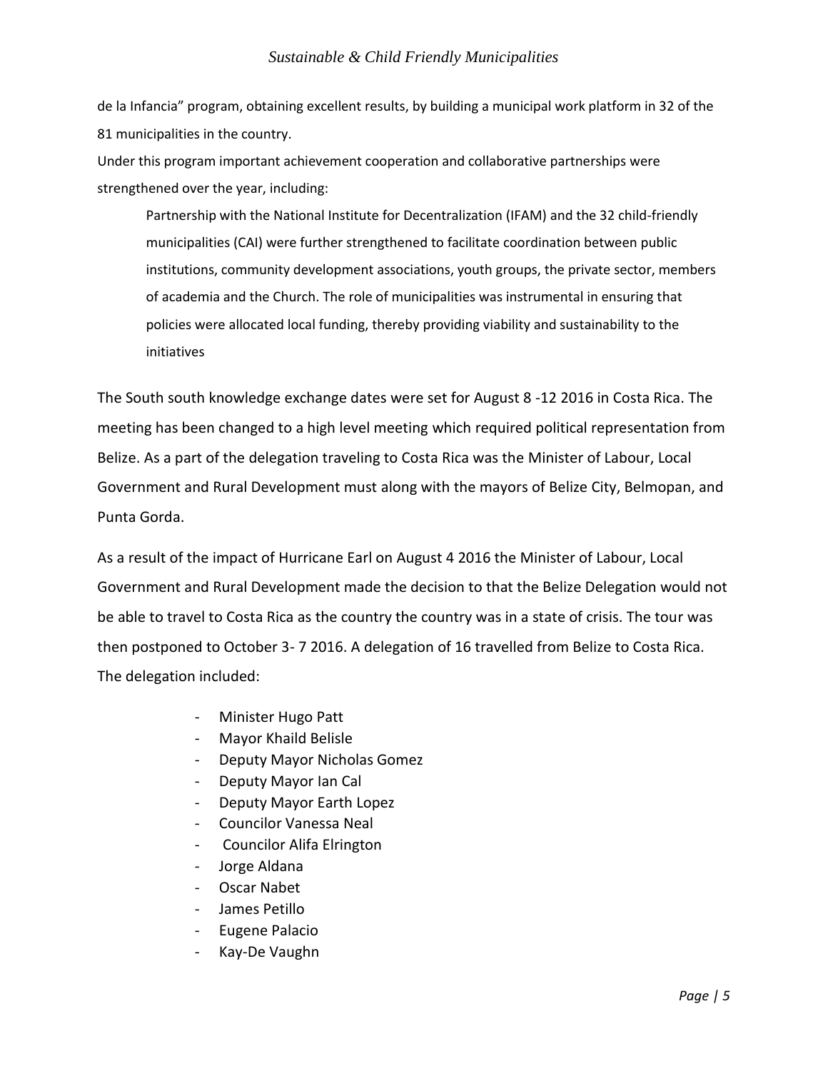de la Infancia" program, obtaining excellent results, by building a municipal work platform in 32 of the 81 municipalities in the country.

Under this program important achievement cooperation and collaborative partnerships were strengthened over the year, including:

> Partnership with the National Institute for Decentralization (IFAM) and the 32 child-friendly municipalities (CAI) were further strengthened to facilitate coordination between public institutions, community development associations, youth groups, the private sector, members of academia and the Church. The role of municipalities was instrumental in ensuring that policies were allocated local funding, thereby providing viability and sustainability to the initiatives

The South south knowledge exchange dates were set for August 8 -12 2016 in Costa Rica. The meeting has been changed to a high level meeting which required political representation from Belize. As a part of the delegation traveling to Costa Rica was the Minister of Labour, Local Government and Rural Development must along with the mayors of Belize City, Belmopan, and Punta Gorda.

As a result of the impact of Hurricane Earl on August 4 2016 the Minister of Labour, Local Government and Rural Development made the decision to that the Belize Delegation would not be able to travel to Costa Rica as the country the country was in a state of crisis. The tour was then postponed to October 3- 7 2016. A delegation of 16 travelled from Belize to Costa Rica. The delegation included:

- Minister Hugo Patt
- Mayor Khaild Belisle
- Deputy Mayor Nicholas Gomez
- Deputy Mayor Ian Cal
- Deputy Mayor Earth Lopez
- Councilor Vanessa Neal
- Councilor Alifa Elrington
- Jorge Aldana
- Oscar Nabet
- James Petillo
- Eugene Palacio
- Kay-De Vaughn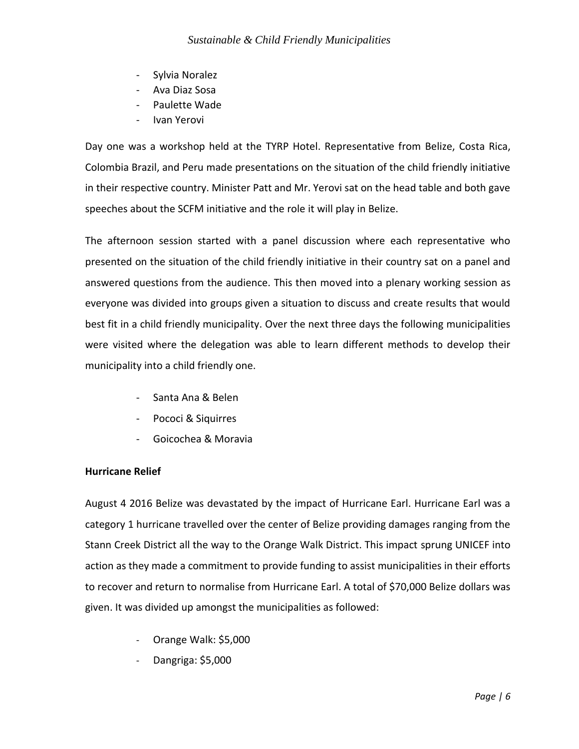- Sylvia Noralez
- Ava Diaz Sosa
- Paulette Wade
- Ivan Yerovi

Day one was a workshop held at the TYRP Hotel. Representative from Belize, Costa Rica, Colombia Brazil, and Peru made presentations on the situation of the child friendly initiative in their respective country. Minister Patt and Mr. Yerovi sat on the head table and both gave speeches about the SCFM initiative and the role it will play in Belize.

The afternoon session started with a panel discussion where each representative who presented on the situation of the child friendly initiative in their country sat on a panel and answered questions from the audience. This then moved into a plenary working session as everyone was divided into groups given a situation to discuss and create results that would best fit in a child friendly municipality. Over the next three days the following municipalities were visited where the delegation was able to learn different methods to develop their municipality into a child friendly one.

- Santa Ana & Belen
- Pococi & Siquirres
- Goicochea & Moravia

**Hurricane Relief**

August 4 2016 Belize was devastated by the impact of Hurricane Earl. Hurricane Earl was a category 1 hurricane travelled over the center of Belize providing damages ranging from the Stann Creek District all the way to the Orange Walk District. This impact sprung UNICEF into action as they made a commitment to provide funding to assist municipalities in their efforts to recover and return to normalise from Hurricane Earl. A total of $70,000 Belize dollars was given. It was divided up amongst the municipalities as followed:

- Orange Walk: $5,000
- Dangriga: $5,000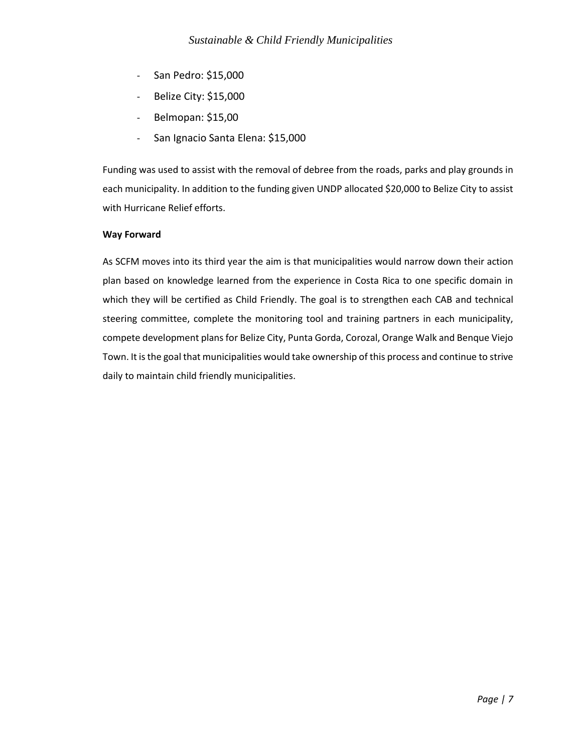- San Pedro: $15,000
- Belize City: $15,000
- Belmopan: $15,00
- San Ignacio Santa Elena: $15,000

Funding was used to assist with the removal of debree from the roads, parks and play grounds in each municipality. In addition to the funding given UNDP allocated $20,000 to Belize City to assist with Hurricane Relief efforts.

**Way Forward**

As SCFM moves into its third year the aim is that municipalities would narrow down their action plan based on knowledge learned from the experience in Costa Rica to one specific domain in which they will be certified as Child Friendly. The goal is to strengthen each CAB and technical steering committee, complete the monitoring tool and training partners in each municipality, compete development plans for Belize City, Punta Gorda, Corozal, Orange Walk and Benque Viejo Town. It is the goal that municipalities would take ownership of this process and continue to strive daily to maintain child friendly municipalities.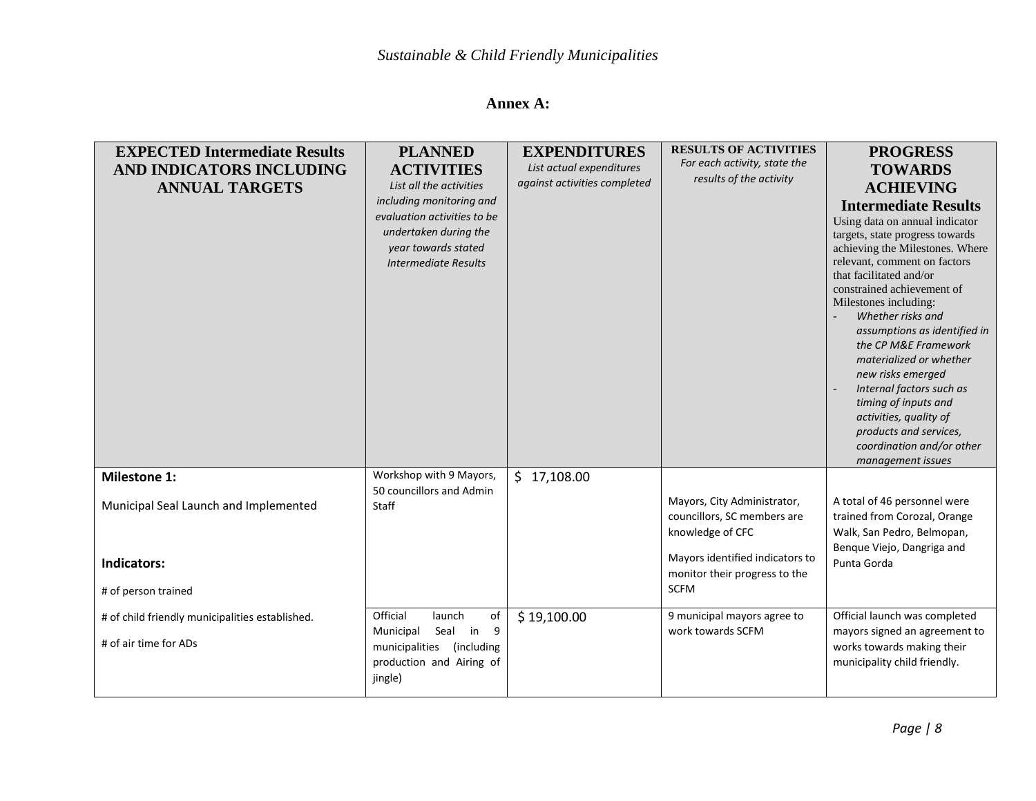## Annex A:

| **EXPECTED Intermediate Results AND INDICATORS INCLUDING ANNUAL TARGETS** | **PLANNED ACTIVITIES** *List all the activities including monitoring and evaluation activities to be undertaken during the year towards stated Intermediate Results* | **EXPENDITURES** *List actual expenditures against activities completed* | **RESULTS OF ACTIVITIES** *For each activity, state the results of the activity* | **PROGRESS TOWARDS ACHIEVING Intermediate Results** Using data on annual indicator targets, state progress towards achieving the Milestones. Where relevant, comment on factors that facilitated and/or constrained achievement of Milestones including: <br>- *Whether risks and assumptions as identified in the CP M&E Framework materialized or whether new risks emerged* <br>- *Internal factors such as timing of inputs and activities, quality of products and services, coordination and/or other management issues* |
|---|---|---|---|---|
| **Milestone 1:** <br><br> Municipal Seal Launch and Implemented <br><br> **Indicators:** <br><br> # of person trained <br><br> # of child friendly municipalities established. <br><br> # of air time for ADs | Workshop with 9 Mayors, 50 councillors and Admin Staff | $ 17,108.00 | Mayors, City Administrator, councillors, SC members are knowledge of CFC <br><br> Mayors identified indicators to monitor their progress to the SCFM | A total of 46 personnel were trained from Corozal, Orange Walk, San Pedro, Belmopan, Benque Viejo, Dangriga and Punta Gorda |
| | Official launch of Municipal Seal in 9 municipalities (including production and Airing of jingle) | $ 19,100.00 | 9 municipal mayors agree to work towards SCFM | Official launch was completed mayors signed an agreement to works towards making their municipality child friendly. |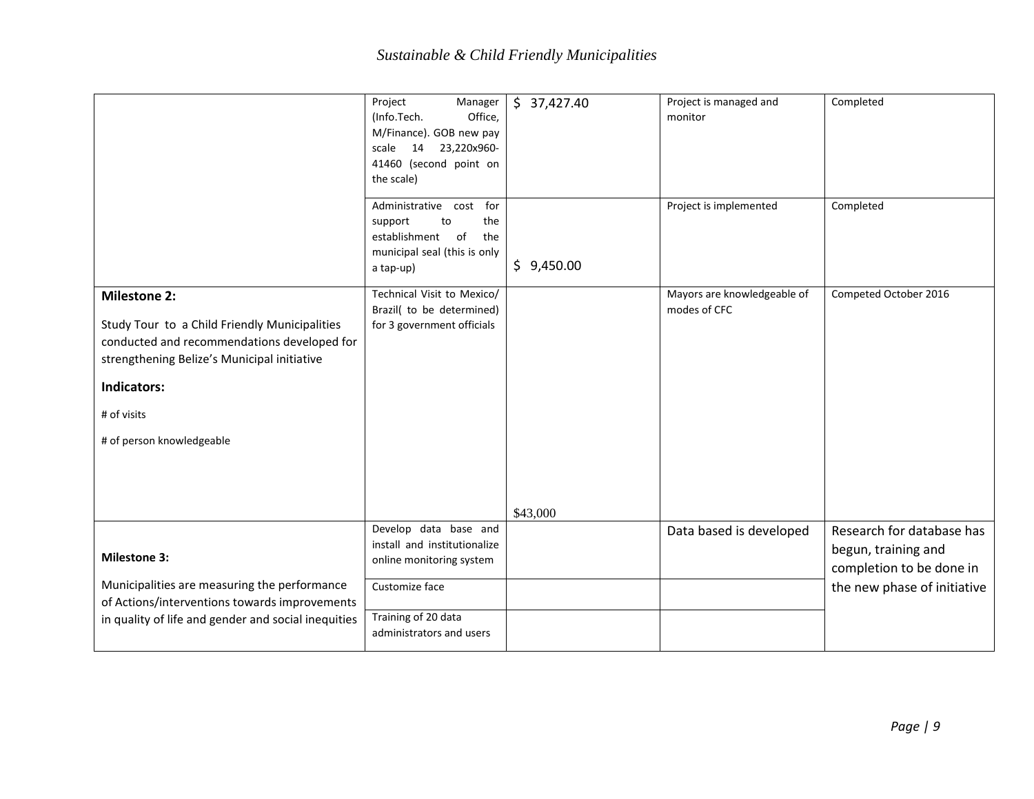| | | | | |
|---|---|---|---|---|
| | Project Manager (Info.Tech. Office, M/Finance). GOB new pay scale 14 23,220x960-41460 (second point on the scale) | $ 37,427.40 | Project is managed and monitor | Completed |
| | Administrative cost for support to the establishment of the municipal seal (this is only a tap-up) | $ 9,450.00 | Project is implemented | Completed |
| **Milestone 2:**<br><br>Study Tour to a Child Friendly Municipalities conducted and recommendations developed for strengthening Belize's Municipal initiative<br><br>**Indicators:**<br><br># of visits<br><br># of person knowledgeable | Technical Visit to Mexico/ Brazil( to be determined) for 3 government officials | $43,000 | Mayors are knowledgeable of modes of CFC | Competed October 2016 |
| **Milestone 3:**<br><br>Municipalities are measuring the performance of Actions/interventions towards improvements in quality of life and gender and social inequities | Develop data base and install and institutionalize online monitoring system | | Data based is developed | Research for database has begun, training and completion to be done in the new phase of initiative |
| | Customize face | | | |
| | Training of 20 data administrators and users | | | |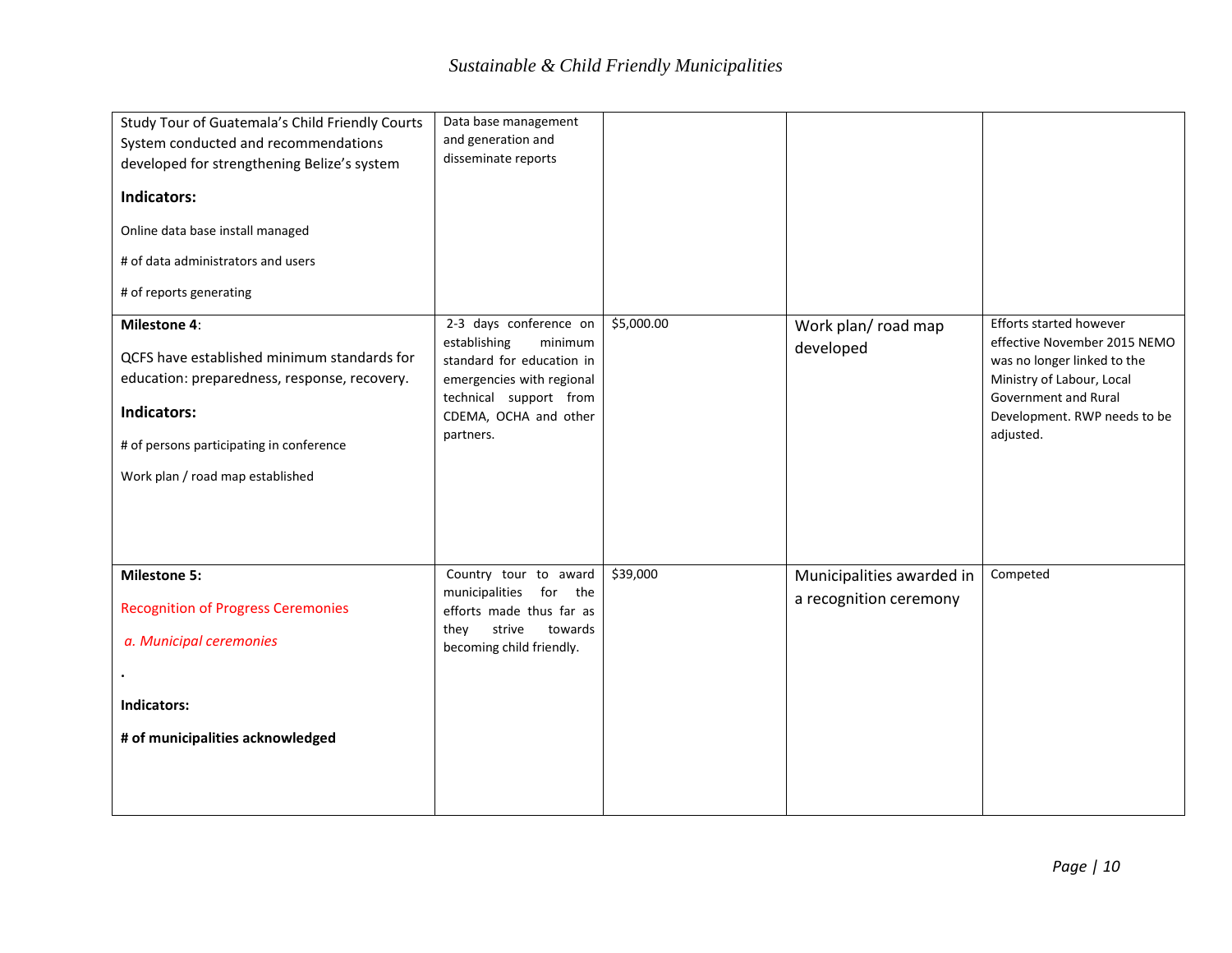| | | | | |
|---|---|---|---|---|
| Study Tour of Guatemala's Child Friendly Courts System conducted and recommendations developed for strengthening Belize's system<br><br>**Indicators:**<br><br>Online data base install managed<br><br># of data administrators and users<br><br># of reports generating | Data base management and generation and disseminate reports | | | |
| **Milestone 4**:<br><br>QCFS have established minimum standards for education: preparedness, response, recovery.<br><br>**Indicators:**<br><br># of persons participating in conference<br><br>Work plan / road map established | 2-3 days conference on establishing minimum standard for education in emergencies with regional technical support from CDEMA, OCHA and other partners. | $5,000.00 | Work plan/ road map developed | Efforts started however effective November 2015 NEMO was no longer linked to the Ministry of Labour, Local Government and Rural Development. RWP needs to be adjusted. |
| **Milestone 5:**<br><br>Recognition of Progress Ceremonies<br><br>*a. Municipal ceremonies*<br><br>.<br><br>**Indicators:**<br><br>**# of municipalities acknowledged** | Country tour to award municipalities for the efforts made thus far as they strive towards becoming child friendly. | $39,000 | Municipalities awarded in a recognition ceremony | Competed |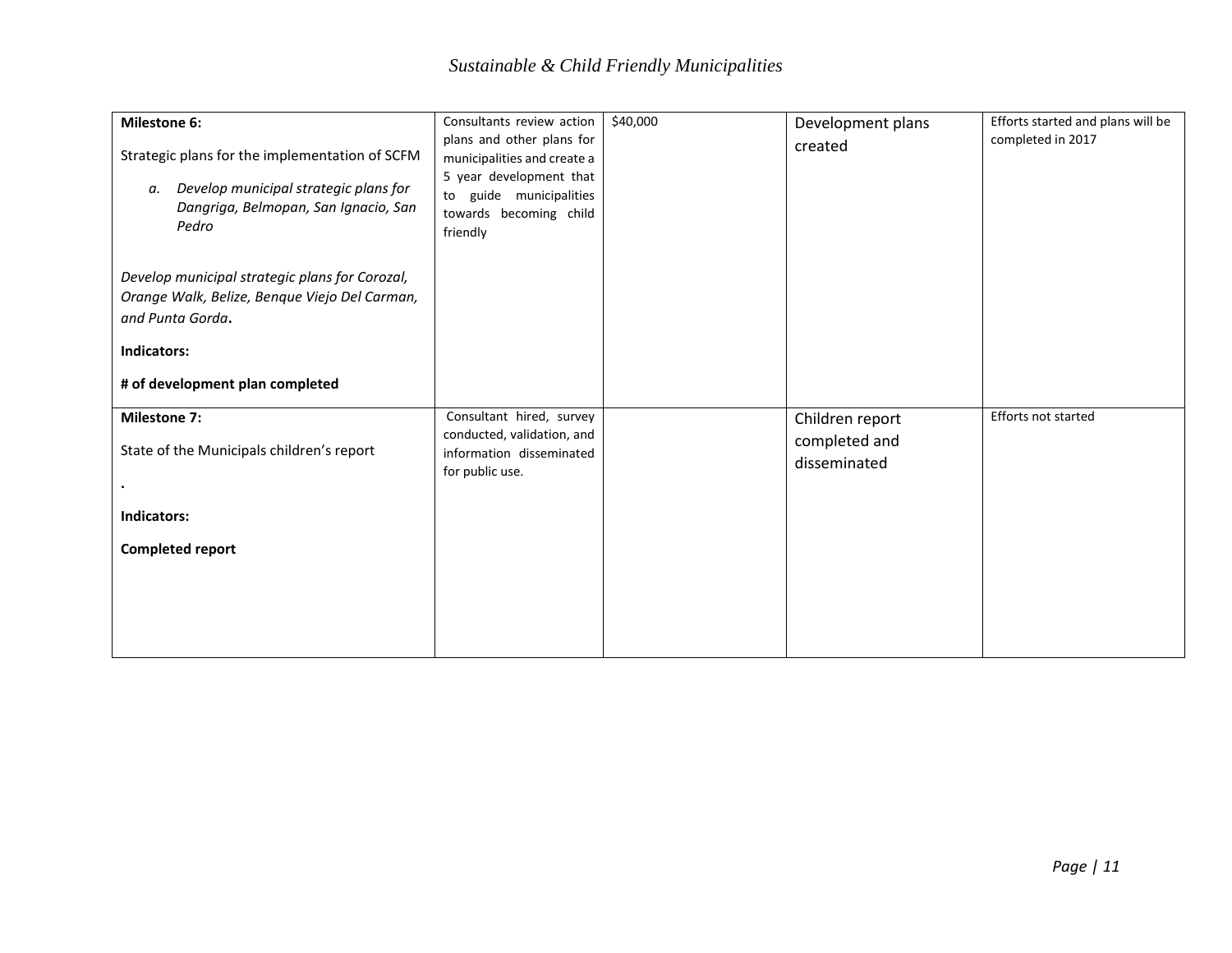| | | | | |
|---|---|---|---|---|
| **Milestone 6:**<br><br>Strategic plans for the implementation of SCFM<br><br>a. *Develop municipal strategic plans for Dangriga, Belmopan, San Ignacio, San Pedro*<br><br>*Develop municipal strategic plans for Corozal, Orange Walk, Belize, Benque Viejo Del Carman, and Punta Gorda*.<br><br>**Indicators:**<br><br>**# of development plan completed** | Consultants review action plans and other plans for municipalities and create a 5 year development that to guide municipalities towards becoming child friendly | $40,000 | Development plans created | Efforts started and plans will be completed in 2017 |
| **Milestone 7:**<br><br>State of the Municipals children's report<br><br>.<br><br>**Indicators:**<br><br>**Completed report** | Consultant hired, survey conducted, validation, and information disseminated for public use. | | Children report completed and disseminated | Efforts not started |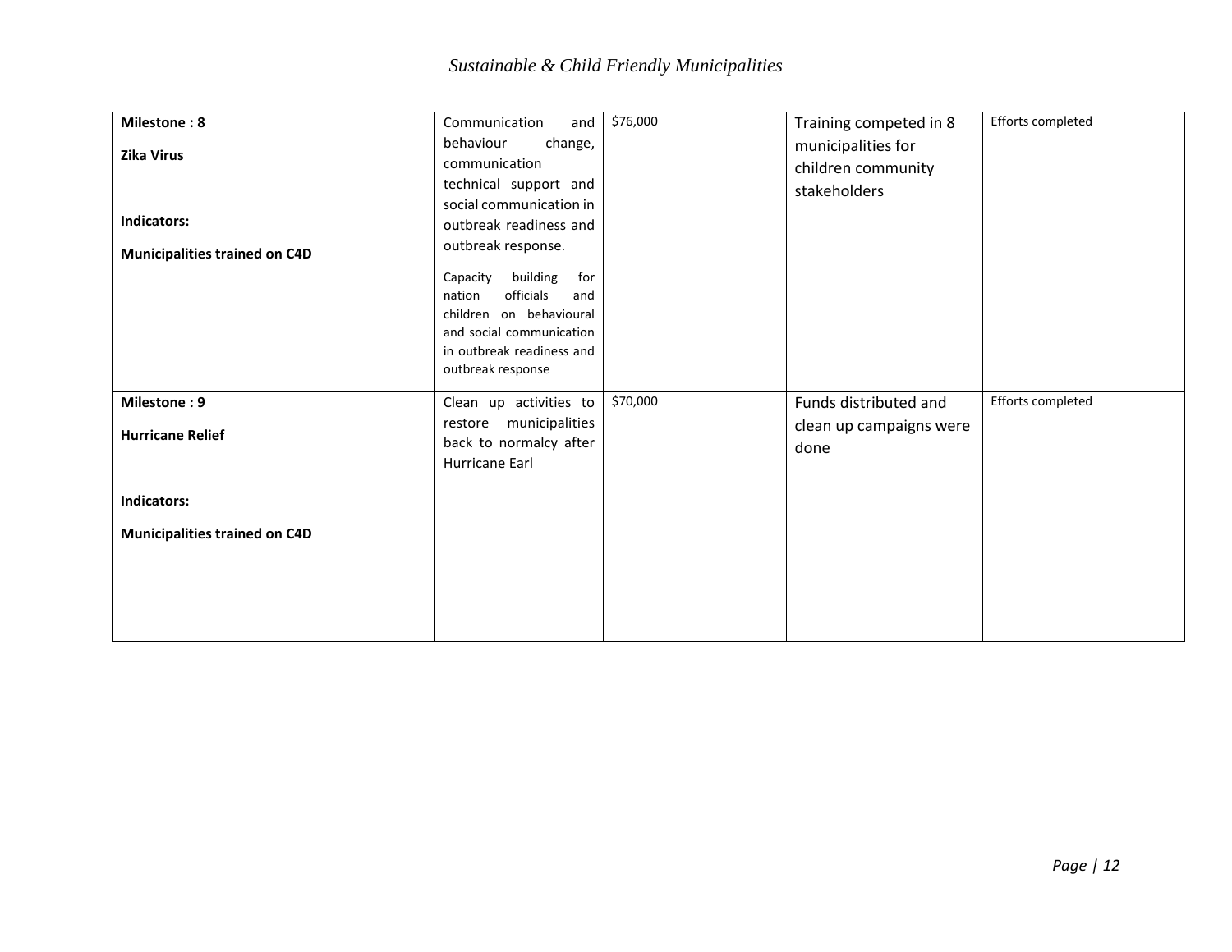| | | | | |
|---|---|---|---|---|
| **Milestone : 8**<br><br>**Zika Virus**<br><br>**Indicators:**<br><br>**Municipalities trained on C4D** | Communication and behaviour change, communication technical support and social communication in outbreak readiness and outbreak response.<br><br>Capacity building for nation officials and children on behavioural and social communication in outbreak readiness and outbreak response | $76,000 | Training competed in 8 municipalities for children community stakeholders | Efforts completed |
| **Milestone : 9**<br><br>**Hurricane Relief**<br><br>**Indicators:**<br><br>**Municipalities trained on C4D** | Clean up activities to restore municipalities back to normalcy after Hurricane Earl | $70,000 | Funds distributed and clean up campaigns were done | Efforts completed |